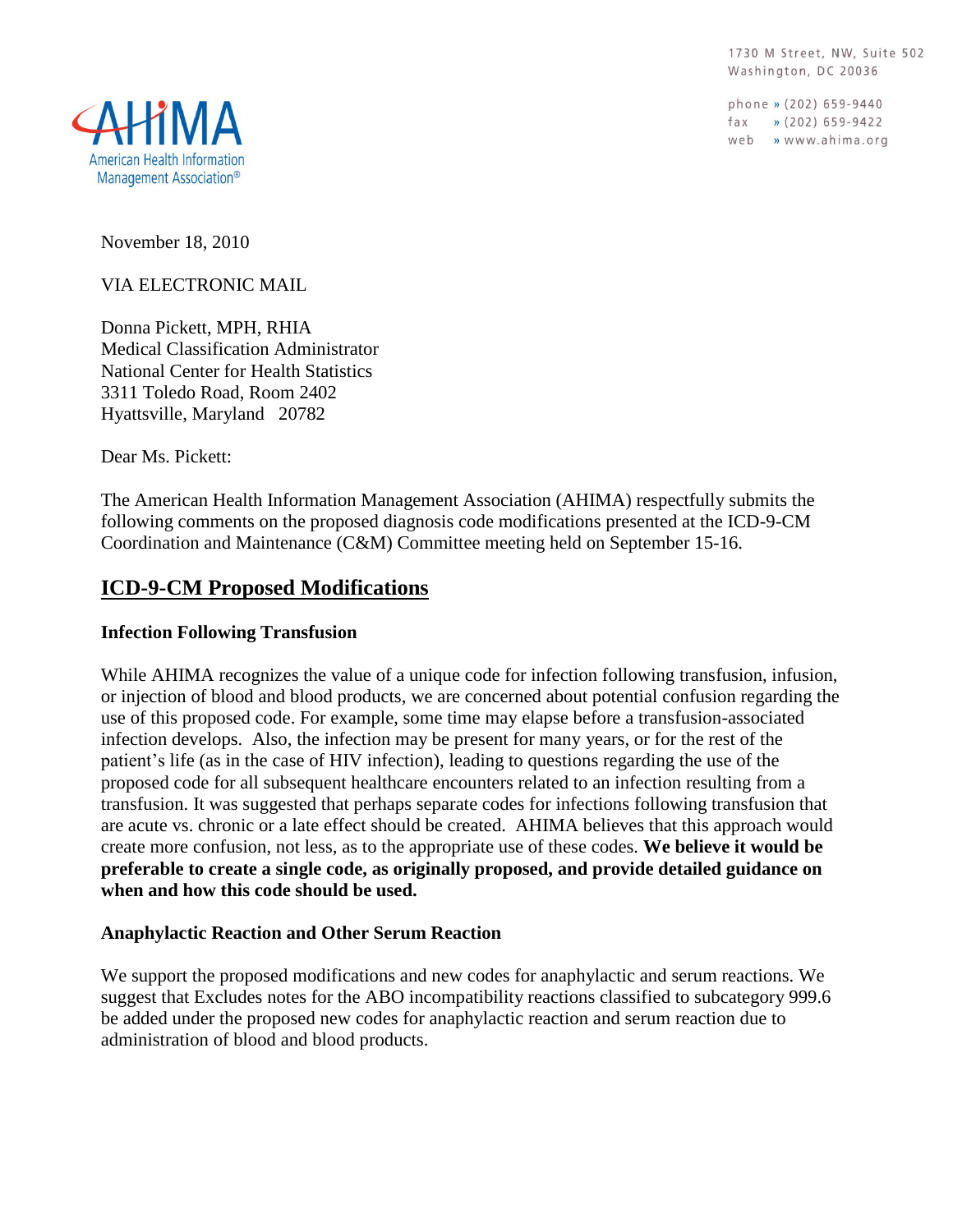AHIMA
American Health Information Management Association®

1730 M Street, NW, Suite 502
Washington, DC 20036

phone » (202) 659-9440
fax » (202) 659-9422
web » www.ahima.org

November 18, 2010

VIA ELECTRONIC MAIL

Donna Pickett, MPH, RHIA
Medical Classification Administrator
National Center for Health Statistics
3311 Toledo Road, Room 2402
Hyattsville, Maryland 20782

Dear Ms. Pickett:

The American Health Information Management Association (AHIMA) respectfully submits the following comments on the proposed diagnosis code modifications presented at the ICD-9-CM Coordination and Maintenance (C&M) Committee meeting held on September 15-16.

## ICD-9-CM Proposed Modifications

### Infection Following Transfusion

While AHIMA recognizes the value of a unique code for infection following transfusion, infusion, or injection of blood and blood products, we are concerned about potential confusion regarding the use of this proposed code. For example, some time may elapse before a transfusion-associated infection develops. Also, the infection may be present for many years, or for the rest of the patient's life (as in the case of HIV infection), leading to questions regarding the use of the proposed code for all subsequent healthcare encounters related to an infection resulting from a transfusion. It was suggested that perhaps separate codes for infections following transfusion that are acute vs. chronic or a late effect should be created. AHIMA believes that this approach would create more confusion, not less, as to the appropriate use of these codes. **We believe it would be preferable to create a single code, as originally proposed, and provide detailed guidance on when and how this code should be used.**

### Anaphylactic Reaction and Other Serum Reaction

We support the proposed modifications and new codes for anaphylactic and serum reactions. We suggest that Excludes notes for the ABO incompatibility reactions classified to subcategory 999.6 be added under the proposed new codes for anaphylactic reaction and serum reaction due to administration of blood and blood products.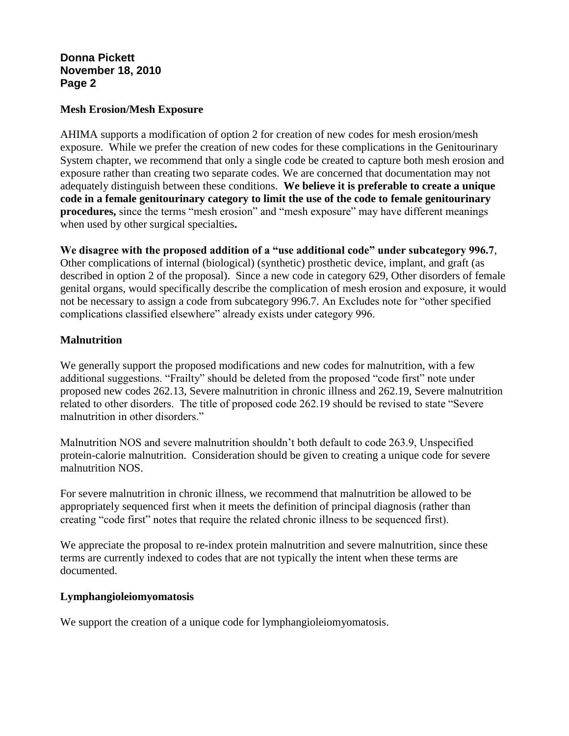## Mesh Erosion/Mesh Exposure

AHIMA supports a modification of option 2 for creation of new codes for mesh erosion/mesh exposure. While we prefer the creation of new codes for these complications in the Genitourinary System chapter, we recommend that only a single code be created to capture both mesh erosion and exposure rather than creating two separate codes. We are concerned that documentation may not adequately distinguish between these conditions. **We believe it is preferable to create a unique code in a female genitourinary category to limit the use of the code to female genitourinary procedures,** since the terms "mesh erosion" and "mesh exposure" may have different meanings when used by other surgical specialties**.**

**We disagree with the proposed addition of a "use additional code" under subcategory 996.7**, Other complications of internal (biological) (synthetic) prosthetic device, implant, and graft (as described in option 2 of the proposal). Since a new code in category 629, Other disorders of female genital organs, would specifically describe the complication of mesh erosion and exposure, it would not be necessary to assign a code from subcategory 996.7. An Excludes note for "other specified complications classified elsewhere" already exists under category 996.

## Malnutrition

We generally support the proposed modifications and new codes for malnutrition, with a few additional suggestions. "Frailty" should be deleted from the proposed "code first" note under proposed new codes 262.13, Severe malnutrition in chronic illness and 262.19, Severe malnutrition related to other disorders. The title of proposed code 262.19 should be revised to state "Severe malnutrition in other disorders."

Malnutrition NOS and severe malnutrition shouldn't both default to code 263.9, Unspecified protein-calorie malnutrition. Consideration should be given to creating a unique code for severe malnutrition NOS.

For severe malnutrition in chronic illness, we recommend that malnutrition be allowed to be appropriately sequenced first when it meets the definition of principal diagnosis (rather than creating "code first" notes that require the related chronic illness to be sequenced first).

We appreciate the proposal to re-index protein malnutrition and severe malnutrition, since these terms are currently indexed to codes that are not typically the intent when these terms are documented.

## Lymphangioleiomyomatosis

We support the creation of a unique code for lymphangioleiomyomatosis.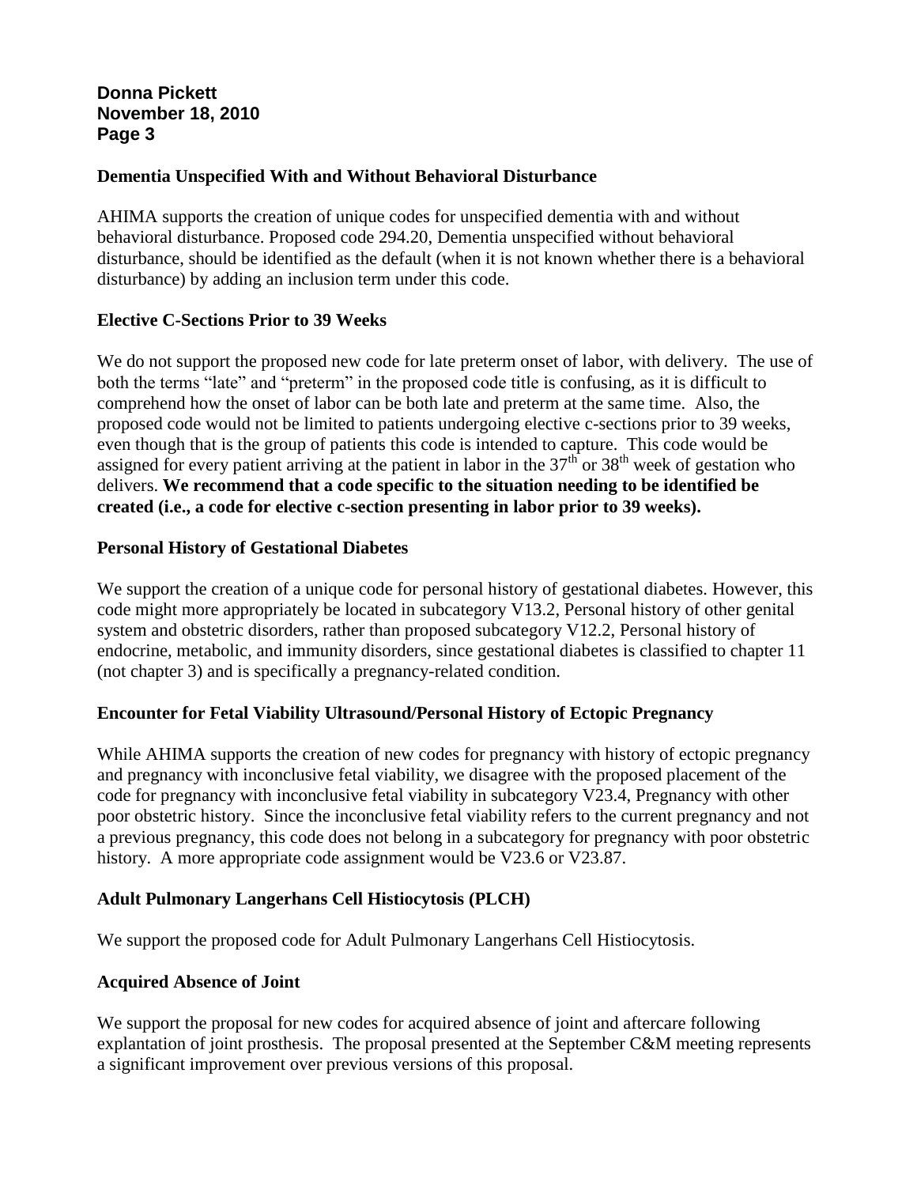### Dementia Unspecified With and Without Behavioral Disturbance

AHIMA supports the creation of unique codes for unspecified dementia with and without behavioral disturbance. Proposed code 294.20, Dementia unspecified without behavioral disturbance, should be identified as the default (when it is not known whether there is a behavioral disturbance) by adding an inclusion term under this code.

### Elective C-Sections Prior to 39 Weeks

We do not support the proposed new code for late preterm onset of labor, with delivery. The use of both the terms "late" and "preterm" in the proposed code title is confusing, as it is difficult to comprehend how the onset of labor can be both late and preterm at the same time. Also, the proposed code would not be limited to patients undergoing elective c-sections prior to 39 weeks, even though that is the group of patients this code is intended to capture. This code would be assigned for every patient arriving at the patient in labor in the 37th or 38th week of gestation who delivers. **We recommend that a code specific to the situation needing to be identified be created (i.e., a code for elective c-section presenting in labor prior to 39 weeks).**

### Personal History of Gestational Diabetes

We support the creation of a unique code for personal history of gestational diabetes. However, this code might more appropriately be located in subcategory V13.2, Personal history of other genital system and obstetric disorders, rather than proposed subcategory V12.2, Personal history of endocrine, metabolic, and immunity disorders, since gestational diabetes is classified to chapter 11 (not chapter 3) and is specifically a pregnancy-related condition.

### Encounter for Fetal Viability Ultrasound/Personal History of Ectopic Pregnancy

While AHIMA supports the creation of new codes for pregnancy with history of ectopic pregnancy and pregnancy with inconclusive fetal viability, we disagree with the proposed placement of the code for pregnancy with inconclusive fetal viability in subcategory V23.4, Pregnancy with other poor obstetric history. Since the inconclusive fetal viability refers to the current pregnancy and not a previous pregnancy, this code does not belong in a subcategory for pregnancy with poor obstetric history. A more appropriate code assignment would be V23.6 or V23.87.

### Adult Pulmonary Langerhans Cell Histiocytosis (PLCH)

We support the proposed code for Adult Pulmonary Langerhans Cell Histiocytosis.

### Acquired Absence of Joint

We support the proposal for new codes for acquired absence of joint and aftercare following explantation of joint prosthesis. The proposal presented at the September C&M meeting represents a significant improvement over previous versions of this proposal.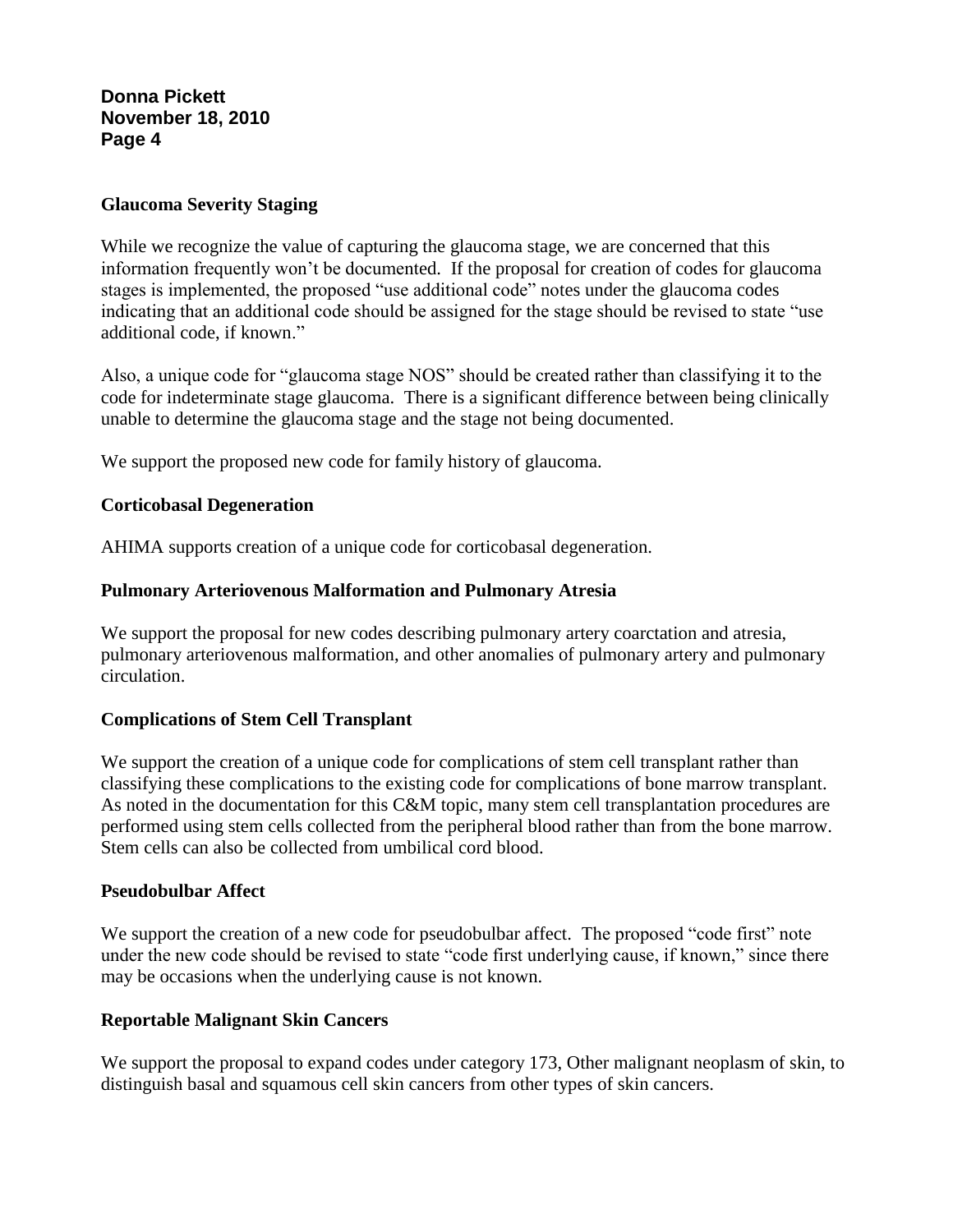### Glaucoma Severity Staging

While we recognize the value of capturing the glaucoma stage, we are concerned that this information frequently won't be documented. If the proposal for creation of codes for glaucoma stages is implemented, the proposed "use additional code" notes under the glaucoma codes indicating that an additional code should be assigned for the stage should be revised to state "use additional code, if known."

Also, a unique code for "glaucoma stage NOS" should be created rather than classifying it to the code for indeterminate stage glaucoma. There is a significant difference between being clinically unable to determine the glaucoma stage and the stage not being documented.

We support the proposed new code for family history of glaucoma.

### Corticobasal Degeneration

AHIMA supports creation of a unique code for corticobasal degeneration.

### Pulmonary Arteriovenous Malformation and Pulmonary Atresia

We support the proposal for new codes describing pulmonary artery coarctation and atresia, pulmonary arteriovenous malformation, and other anomalies of pulmonary artery and pulmonary circulation.

### Complications of Stem Cell Transplant

We support the creation of a unique code for complications of stem cell transplant rather than classifying these complications to the existing code for complications of bone marrow transplant. As noted in the documentation for this C&M topic, many stem cell transplantation procedures are performed using stem cells collected from the peripheral blood rather than from the bone marrow. Stem cells can also be collected from umbilical cord blood.

### Pseudobulbar Affect

We support the creation of a new code for pseudobulbar affect. The proposed "code first" note under the new code should be revised to state "code first underlying cause, if known," since there may be occasions when the underlying cause is not known.

### Reportable Malignant Skin Cancers

We support the proposal to expand codes under category 173, Other malignant neoplasm of skin, to distinguish basal and squamous cell skin cancers from other types of skin cancers.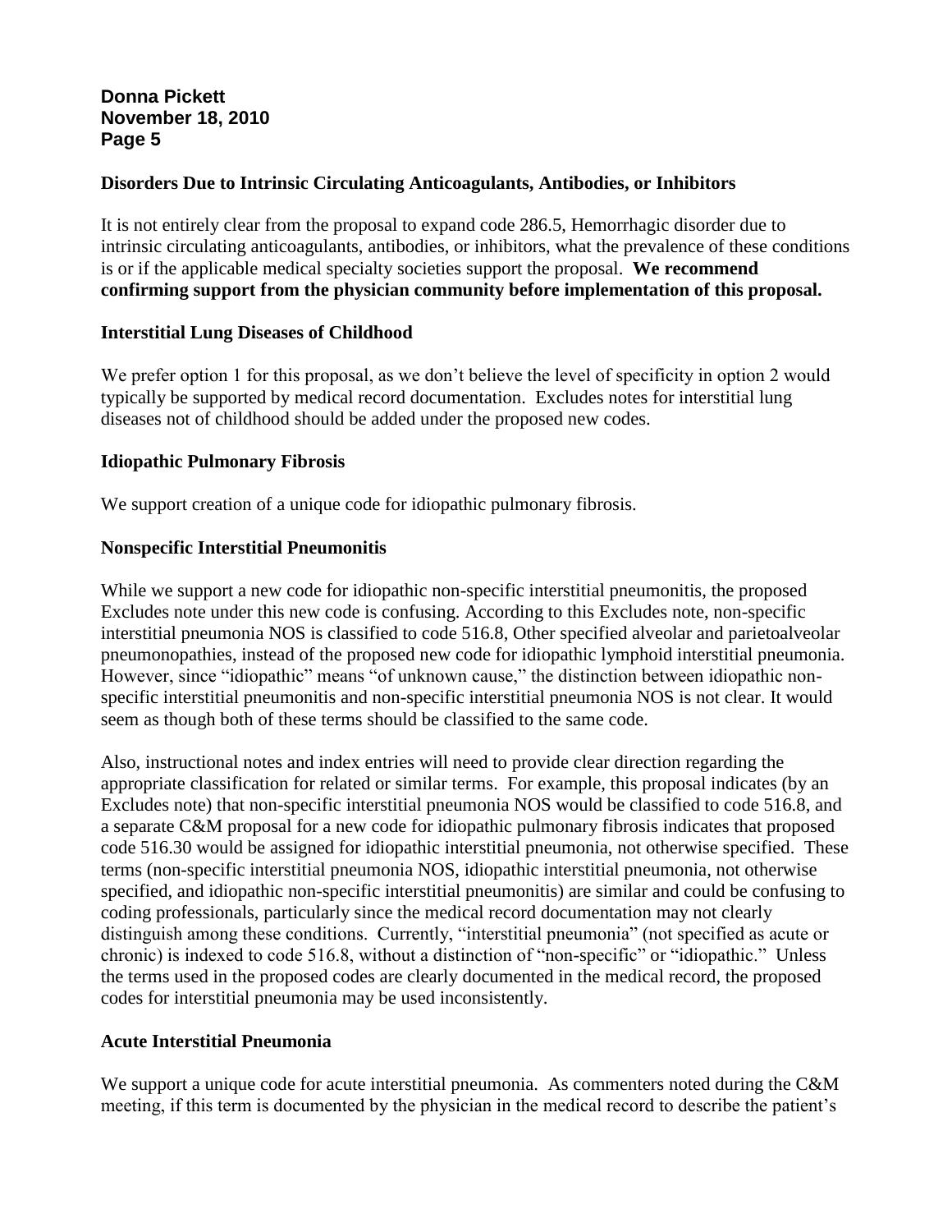**Disorders Due to Intrinsic Circulating Anticoagulants, Antibodies, or Inhibitors**

It is not entirely clear from the proposal to expand code 286.5, Hemorrhagic disorder due to intrinsic circulating anticoagulants, antibodies, or inhibitors, what the prevalence of these conditions is or if the applicable medical specialty societies support the proposal. **We recommend confirming support from the physician community before implementation of this proposal.**

**Interstitial Lung Diseases of Childhood**

We prefer option 1 for this proposal, as we don't believe the level of specificity in option 2 would typically be supported by medical record documentation. Excludes notes for interstitial lung diseases not of childhood should be added under the proposed new codes.

**Idiopathic Pulmonary Fibrosis**

We support creation of a unique code for idiopathic pulmonary fibrosis.

**Nonspecific Interstitial Pneumonitis**

While we support a new code for idiopathic non-specific interstitial pneumonitis, the proposed Excludes note under this new code is confusing. According to this Excludes note, non-specific interstitial pneumonia NOS is classified to code 516.8, Other specified alveolar and parietoalveolar pneumonopathies, instead of the proposed new code for idiopathic lymphoid interstitial pneumonia. However, since "idiopathic" means "of unknown cause," the distinction between idiopathic non-specific interstitial pneumonitis and non-specific interstitial pneumonia NOS is not clear. It would seem as though both of these terms should be classified to the same code.

Also, instructional notes and index entries will need to provide clear direction regarding the appropriate classification for related or similar terms. For example, this proposal indicates (by an Excludes note) that non-specific interstitial pneumonia NOS would be classified to code 516.8, and a separate C&M proposal for a new code for idiopathic pulmonary fibrosis indicates that proposed code 516.30 would be assigned for idiopathic interstitial pneumonia, not otherwise specified. These terms (non-specific interstitial pneumonia NOS, idiopathic interstitial pneumonia, not otherwise specified, and idiopathic non-specific interstitial pneumonitis) are similar and could be confusing to coding professionals, particularly since the medical record documentation may not clearly distinguish among these conditions. Currently, "interstitial pneumonia" (not specified as acute or chronic) is indexed to code 516.8, without a distinction of "non-specific" or "idiopathic." Unless the terms used in the proposed codes are clearly documented in the medical record, the proposed codes for interstitial pneumonia may be used inconsistently.

**Acute Interstitial Pneumonia**

We support a unique code for acute interstitial pneumonia. As commenters noted during the C&M meeting, if this term is documented by the physician in the medical record to describe the patient's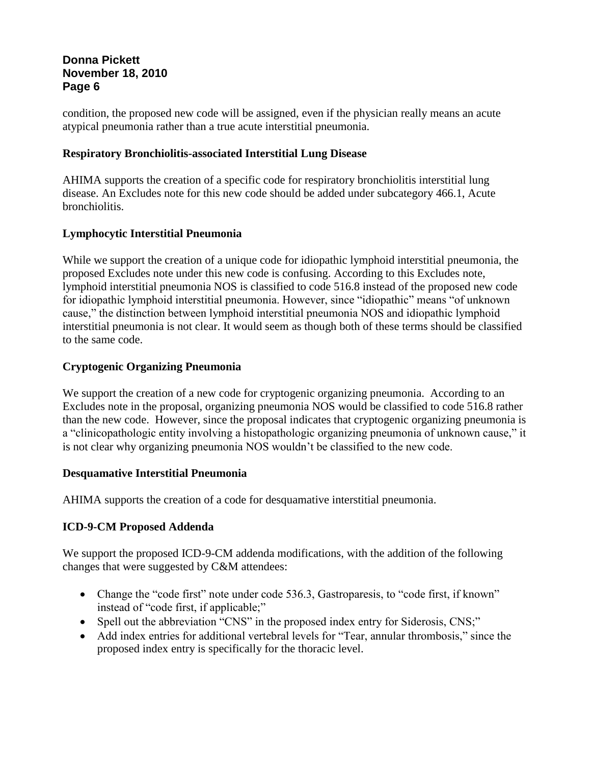condition, the proposed new code will be assigned, even if the physician really means an acute atypical pneumonia rather than a true acute interstitial pneumonia.

**Respiratory Bronchiolitis-associated Interstitial Lung Disease**

AHIMA supports the creation of a specific code for respiratory bronchiolitis interstitial lung disease. An Excludes note for this new code should be added under subcategory 466.1, Acute bronchiolitis.

**Lymphocytic Interstitial Pneumonia**

While we support the creation of a unique code for idiopathic lymphoid interstitial pneumonia, the proposed Excludes note under this new code is confusing. According to this Excludes note, lymphoid interstitial pneumonia NOS is classified to code 516.8 instead of the proposed new code for idiopathic lymphoid interstitial pneumonia. However, since "idiopathic" means "of unknown cause," the distinction between lymphoid interstitial pneumonia NOS and idiopathic lymphoid interstitial pneumonia is not clear. It would seem as though both of these terms should be classified to the same code.

**Cryptogenic Organizing Pneumonia**

We support the creation of a new code for cryptogenic organizing pneumonia. According to an Excludes note in the proposal, organizing pneumonia NOS would be classified to code 516.8 rather than the new code. However, since the proposal indicates that cryptogenic organizing pneumonia is a "clinicopathologic entity involving a histopathologic organizing pneumonia of unknown cause," it is not clear why organizing pneumonia NOS wouldn't be classified to the new code.

**Desquamative Interstitial Pneumonia**

AHIMA supports the creation of a code for desquamative interstitial pneumonia.

**ICD-9-CM Proposed Addenda**

We support the proposed ICD-9-CM addenda modifications, with the addition of the following changes that were suggested by C&M attendees:

- Change the "code first" note under code 536.3, Gastroparesis, to "code first, if known" instead of "code first, if applicable;"
- Spell out the abbreviation "CNS" in the proposed index entry for Siderosis, CNS;"
- Add index entries for additional vertebral levels for "Tear, annular thrombosis," since the proposed index entry is specifically for the thoracic level.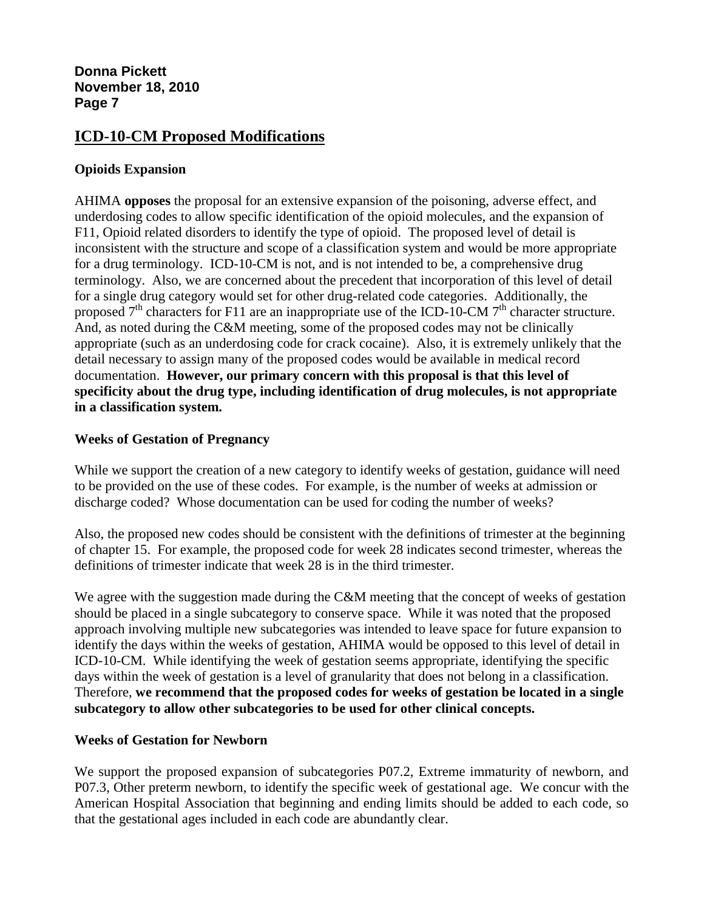## ICD-10-CM Proposed Modifications

### Opioids Expansion

AHIMA **opposes** the proposal for an extensive expansion of the poisoning, adverse effect, and underdosing codes to allow specific identification of the opioid molecules, and the expansion of F11, Opioid related disorders to identify the type of opioid. The proposed level of detail is inconsistent with the structure and scope of a classification system and would be more appropriate for a drug terminology. ICD-10-CM is not, and is not intended to be, a comprehensive drug terminology. Also, we are concerned about the precedent that incorporation of this level of detail for a single drug category would set for other drug-related code categories. Additionally, the proposed 7th characters for F11 are an inappropriate use of the ICD-10-CM 7th character structure. And, as noted during the C&M meeting, some of the proposed codes may not be clinically appropriate (such as an underdosing code for crack cocaine). Also, it is extremely unlikely that the detail necessary to assign many of the proposed codes would be available in medical record documentation. **However, our primary concern with this proposal is that this level of specificity about the drug type, including identification of drug molecules, is not appropriate in a classification system.**

### Weeks of Gestation of Pregnancy

While we support the creation of a new category to identify weeks of gestation, guidance will need to be provided on the use of these codes. For example, is the number of weeks at admission or discharge coded? Whose documentation can be used for coding the number of weeks?

Also, the proposed new codes should be consistent with the definitions of trimester at the beginning of chapter 15. For example, the proposed code for week 28 indicates second trimester, whereas the definitions of trimester indicate that week 28 is in the third trimester.

We agree with the suggestion made during the C&M meeting that the concept of weeks of gestation should be placed in a single subcategory to conserve space. While it was noted that the proposed approach involving multiple new subcategories was intended to leave space for future expansion to identify the days within the weeks of gestation, AHIMA would be opposed to this level of detail in ICD-10-CM. While identifying the week of gestation seems appropriate, identifying the specific days within the week of gestation is a level of granularity that does not belong in a classification. Therefore, **we recommend that the proposed codes for weeks of gestation be located in a single subcategory to allow other subcategories to be used for other clinical concepts.**

### Weeks of Gestation for Newborn

We support the proposed expansion of subcategories P07.2, Extreme immaturity of newborn, and P07.3, Other preterm newborn, to identify the specific week of gestational age. We concur with the American Hospital Association that beginning and ending limits should be added to each code, so that the gestational ages included in each code are abundantly clear.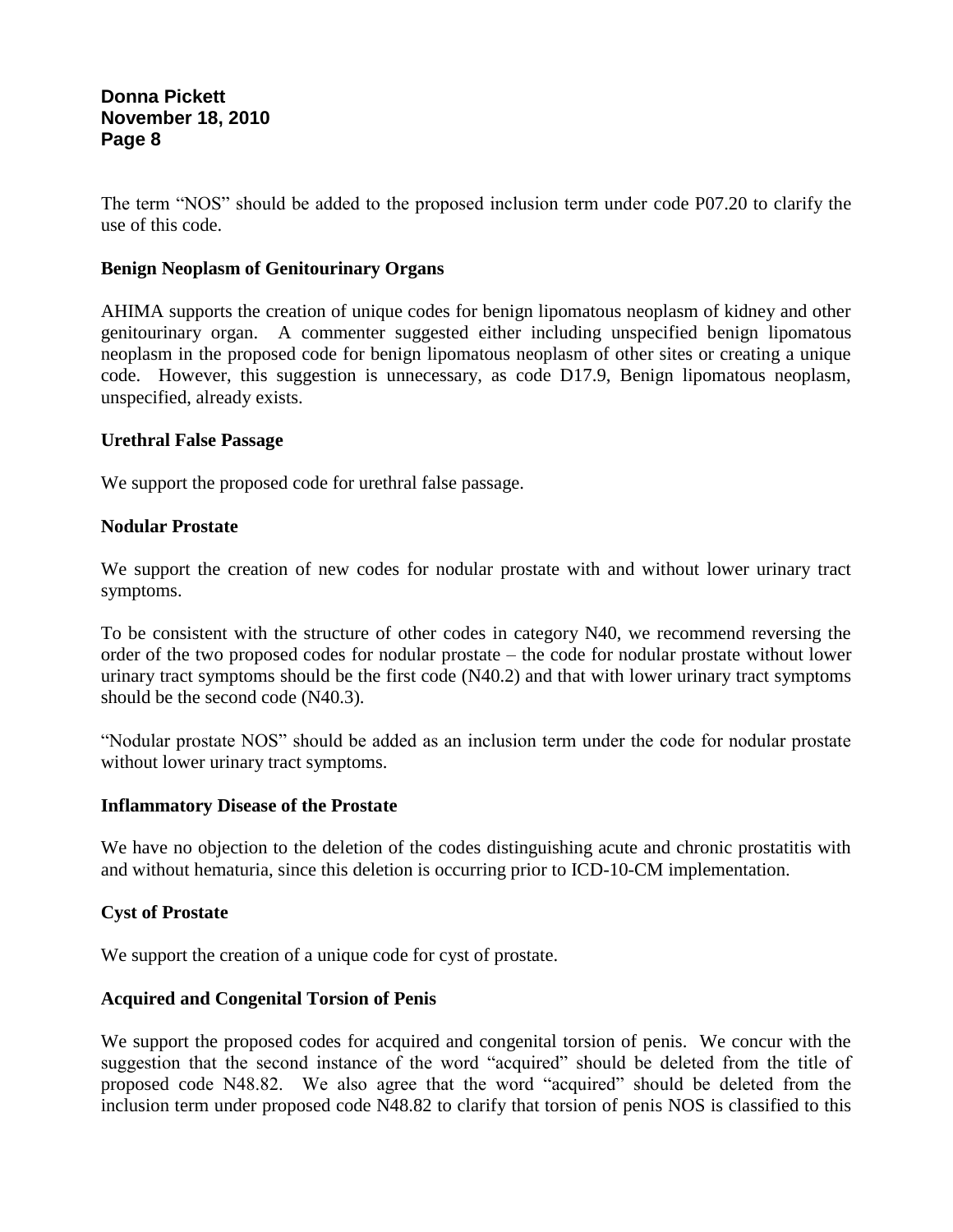The term "NOS" should be added to the proposed inclusion term under code P07.20 to clarify the use of this code.

**Benign Neoplasm of Genitourinary Organs**

AHIMA supports the creation of unique codes for benign lipomatous neoplasm of kidney and other genitourinary organ. A commenter suggested either including unspecified benign lipomatous neoplasm in the proposed code for benign lipomatous neoplasm of other sites or creating a unique code. However, this suggestion is unnecessary, as code D17.9, Benign lipomatous neoplasm, unspecified, already exists.

**Urethral False Passage**

We support the proposed code for urethral false passage.

**Nodular Prostate**

We support the creation of new codes for nodular prostate with and without lower urinary tract symptoms.

To be consistent with the structure of other codes in category N40, we recommend reversing the order of the two proposed codes for nodular prostate – the code for nodular prostate without lower urinary tract symptoms should be the first code (N40.2) and that with lower urinary tract symptoms should be the second code (N40.3).

"Nodular prostate NOS" should be added as an inclusion term under the code for nodular prostate without lower urinary tract symptoms.

**Inflammatory Disease of the Prostate**

We have no objection to the deletion of the codes distinguishing acute and chronic prostatitis with and without hematuria, since this deletion is occurring prior to ICD-10-CM implementation.

**Cyst of Prostate**

We support the creation of a unique code for cyst of prostate.

**Acquired and Congenital Torsion of Penis**

We support the proposed codes for acquired and congenital torsion of penis. We concur with the suggestion that the second instance of the word "acquired" should be deleted from the title of proposed code N48.82. We also agree that the word "acquired" should be deleted from the inclusion term under proposed code N48.82 to clarify that torsion of penis NOS is classified to this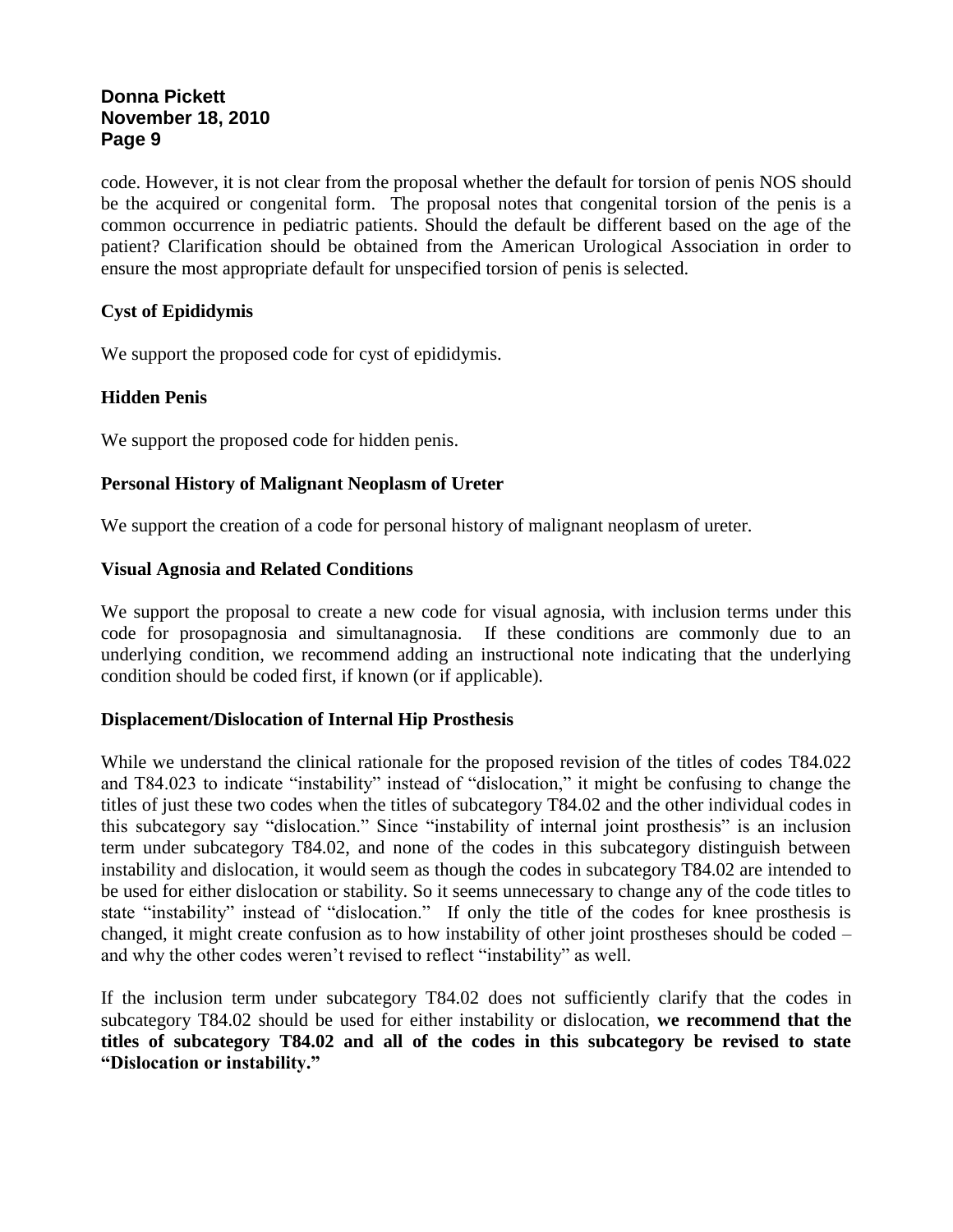code. However, it is not clear from the proposal whether the default for torsion of penis NOS should be the acquired or congenital form. The proposal notes that congenital torsion of the penis is a common occurrence in pediatric patients. Should the default be different based on the age of the patient? Clarification should be obtained from the American Urological Association in order to ensure the most appropriate default for unspecified torsion of penis is selected.

**Cyst of Epididymis**

We support the proposed code for cyst of epididymis.

**Hidden Penis**

We support the proposed code for hidden penis.

**Personal History of Malignant Neoplasm of Ureter**

We support the creation of a code for personal history of malignant neoplasm of ureter.

**Visual Agnosia and Related Conditions**

We support the proposal to create a new code for visual agnosia, with inclusion terms under this code for prosopagnosia and simultanagnosia. If these conditions are commonly due to an underlying condition, we recommend adding an instructional note indicating that the underlying condition should be coded first, if known (or if applicable).

**Displacement/Dislocation of Internal Hip Prosthesis**

While we understand the clinical rationale for the proposed revision of the titles of codes T84.022 and T84.023 to indicate "instability" instead of "dislocation," it might be confusing to change the titles of just these two codes when the titles of subcategory T84.02 and the other individual codes in this subcategory say "dislocation." Since "instability of internal joint prosthesis" is an inclusion term under subcategory T84.02, and none of the codes in this subcategory distinguish between instability and dislocation, it would seem as though the codes in subcategory T84.02 are intended to be used for either dislocation or stability. So it seems unnecessary to change any of the code titles to state "instability" instead of "dislocation." If only the title of the codes for knee prosthesis is changed, it might create confusion as to how instability of other joint prostheses should be coded – and why the other codes weren't revised to reflect "instability" as well.

If the inclusion term under subcategory T84.02 does not sufficiently clarify that the codes in subcategory T84.02 should be used for either instability or dislocation, **we recommend that the titles of subcategory T84.02 and all of the codes in this subcategory be revised to state "Dislocation or instability."**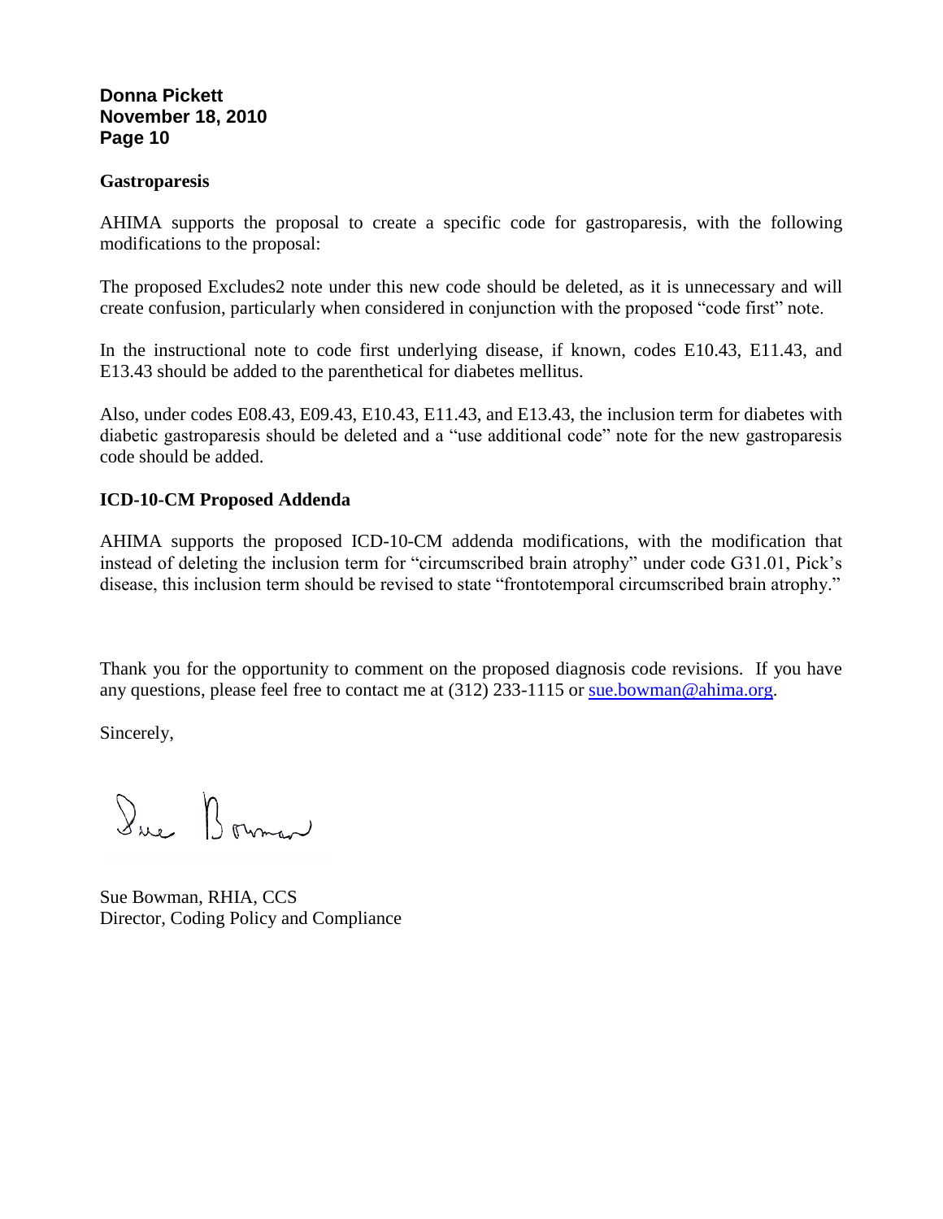**Gastroparesis**

AHIMA supports the proposal to create a specific code for gastroparesis, with the following modifications to the proposal:

The proposed Excludes2 note under this new code should be deleted, as it is unnecessary and will create confusion, particularly when considered in conjunction with the proposed "code first" note.

In the instructional note to code first underlying disease, if known, codes E10.43, E11.43, and E13.43 should be added to the parenthetical for diabetes mellitus.

Also, under codes E08.43, E09.43, E10.43, E11.43, and E13.43, the inclusion term for diabetes with diabetic gastroparesis should be deleted and a "use additional code" note for the new gastroparesis code should be added.

**ICD-10-CM Proposed Addenda**

AHIMA supports the proposed ICD-10-CM addenda modifications, with the modification that instead of deleting the inclusion term for "circumscribed brain atrophy" under code G31.01, Pick's disease, this inclusion term should be revised to state "frontotemporal circumscribed brain atrophy."

Thank you for the opportunity to comment on the proposed diagnosis code revisions. If you have any questions, please feel free to contact me at (312) 233-1115 or sue.bowman@ahima.org.

Sincerely,

Sue Bowman, RHIA, CCS
Director, Coding Policy and Compliance